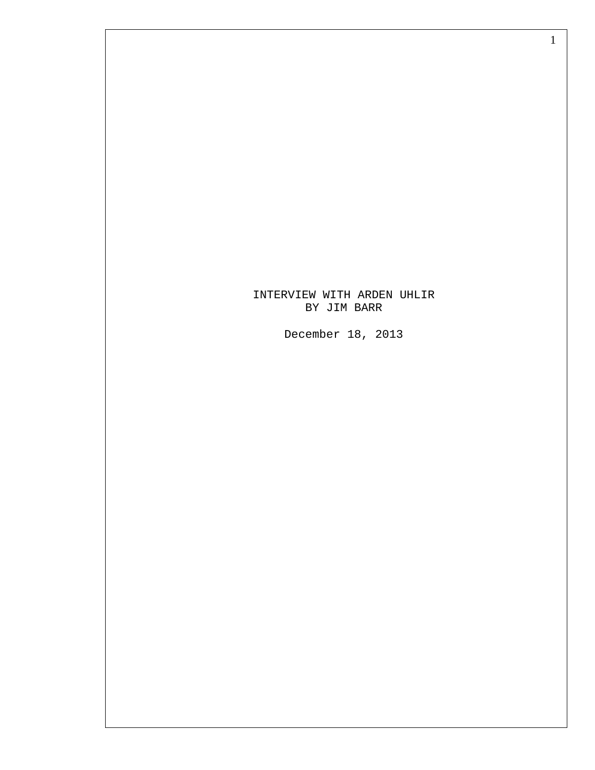# INTERVIEW WITH ARDEN UHLIR
## BY JIM BARR

December 18, 2013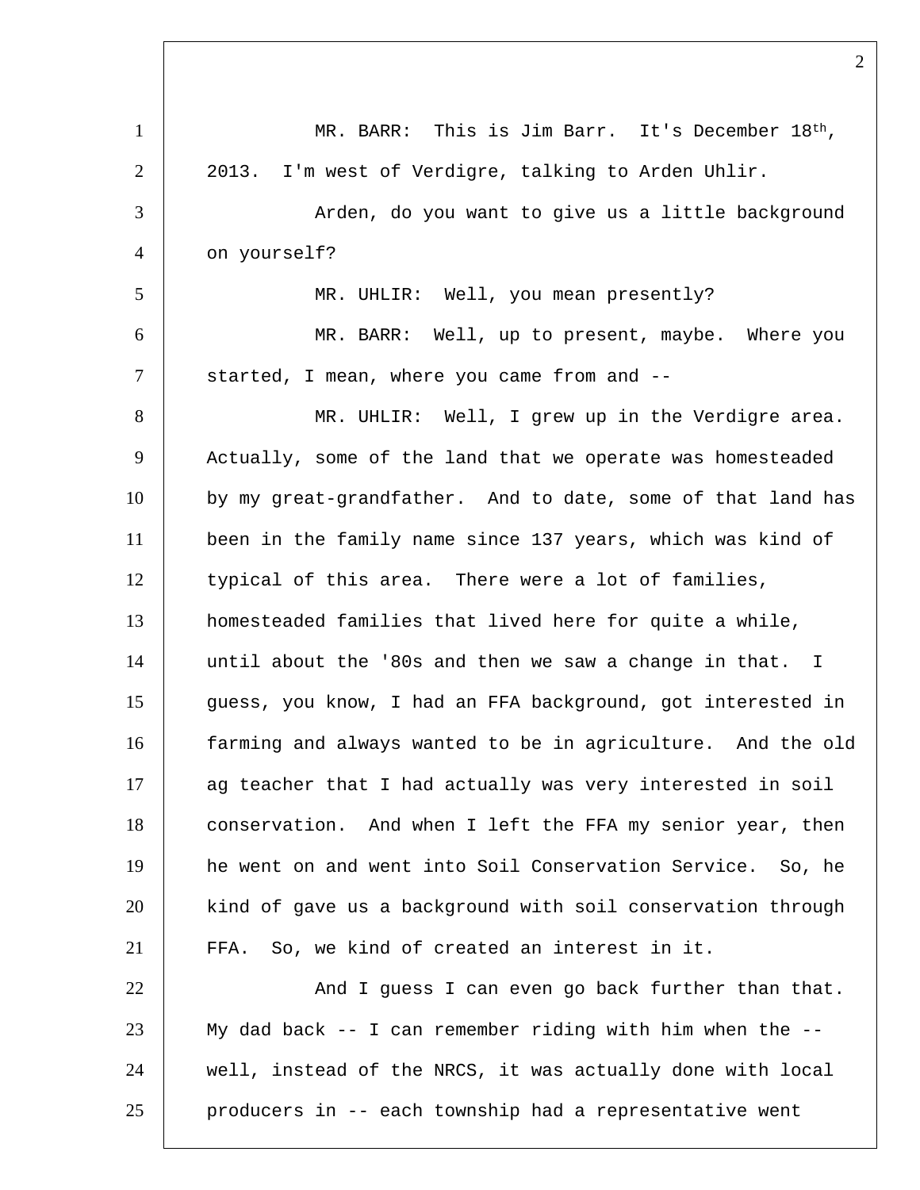MR. BARR: This is Jim Barr. It's December 18th, 2013. I'm west of Verdigre, talking to Arden Uhlir.

Arden, do you want to give us a little background on yourself?

MR. UHLIR: Well, you mean presently?

MR. BARR: Well, up to present, maybe. Where you started, I mean, where you came from and --

MR. UHLIR: Well, I grew up in the Verdigre area. Actually, some of the land that we operate was homesteaded by my great-grandfather. And to date, some of that land has been in the family name since 137 years, which was kind of typical of this area. There were a lot of families, homesteaded families that lived here for quite a while, until about the '80s and then we saw a change in that. I guess, you know, I had an FFA background, got interested in farming and always wanted to be in agriculture. And the old ag teacher that I had actually was very interested in soil conservation. And when I left the FFA my senior year, then he went on and went into Soil Conservation Service. So, he kind of gave us a background with soil conservation through FFA. So, we kind of created an interest in it.

And I guess I can even go back further than that. My dad back -- I can remember riding with him when the -- well, instead of the NRCS, it was actually done with local producers in -- each township had a representative went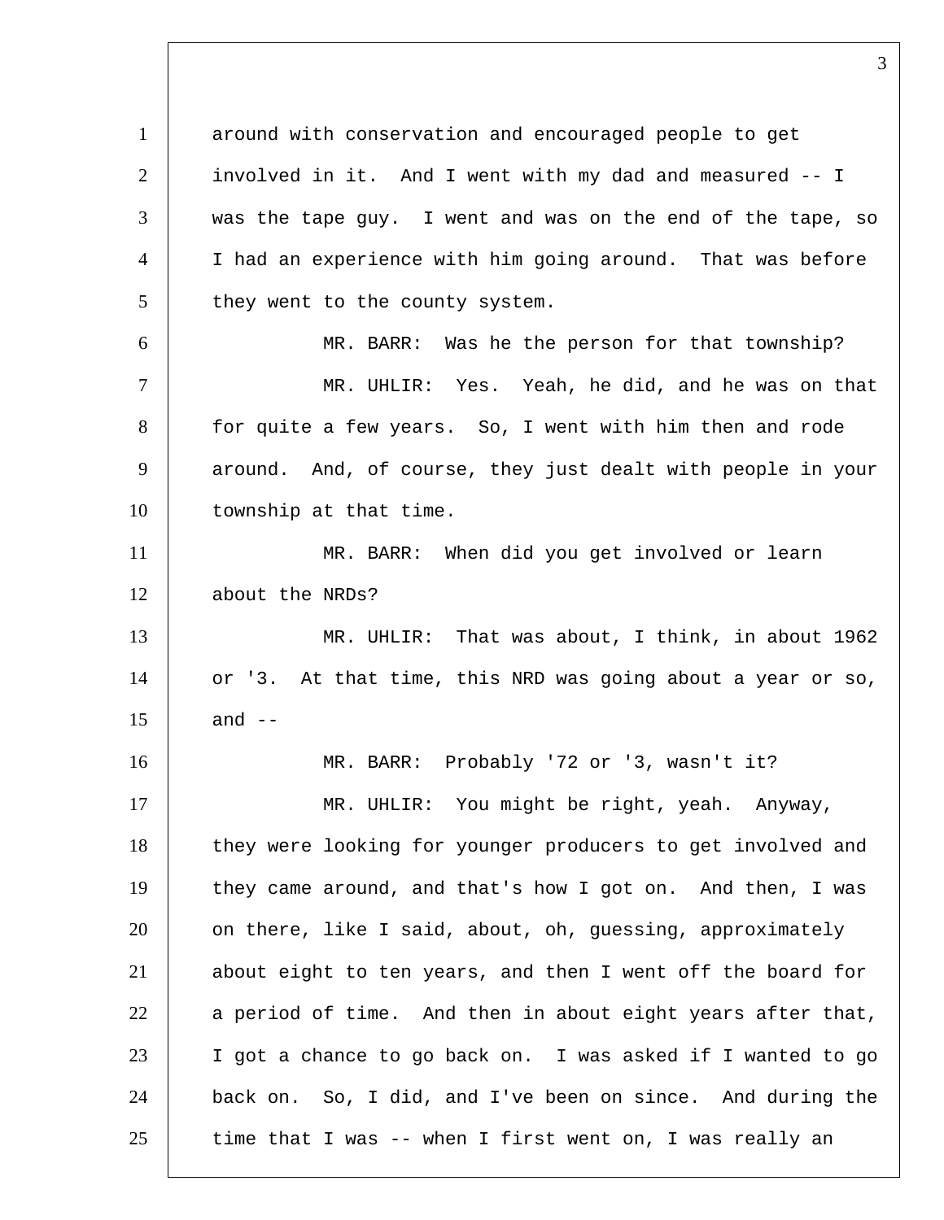around with conservation and encouraged people to get involved in it. And I went with my dad and measured -- I was the tape guy. I went and was on the end of the tape, so I had an experience with him going around. That was before they went to the county system.

MR. BARR: Was he the person for that township?

MR. UHLIR: Yes. Yeah, he did, and he was on that for quite a few years. So, I went with him then and rode around. And, of course, they just dealt with people in your township at that time.

MR. BARR: When did you get involved or learn about the NRDs?

MR. UHLIR: That was about, I think, in about 1962 or '3. At that time, this NRD was going about a year or so, and --

MR. BARR: Probably '72 or '3, wasn't it?

MR. UHLIR: You might be right, yeah. Anyway, they were looking for younger producers to get involved and they came around, and that's how I got on. And then, I was on there, like I said, about, oh, guessing, approximately about eight to ten years, and then I went off the board for a period of time. And then in about eight years after that, I got a chance to go back on. I was asked if I wanted to go back on. So, I did, and I've been on since. And during the time that I was -- when I first went on, I was really an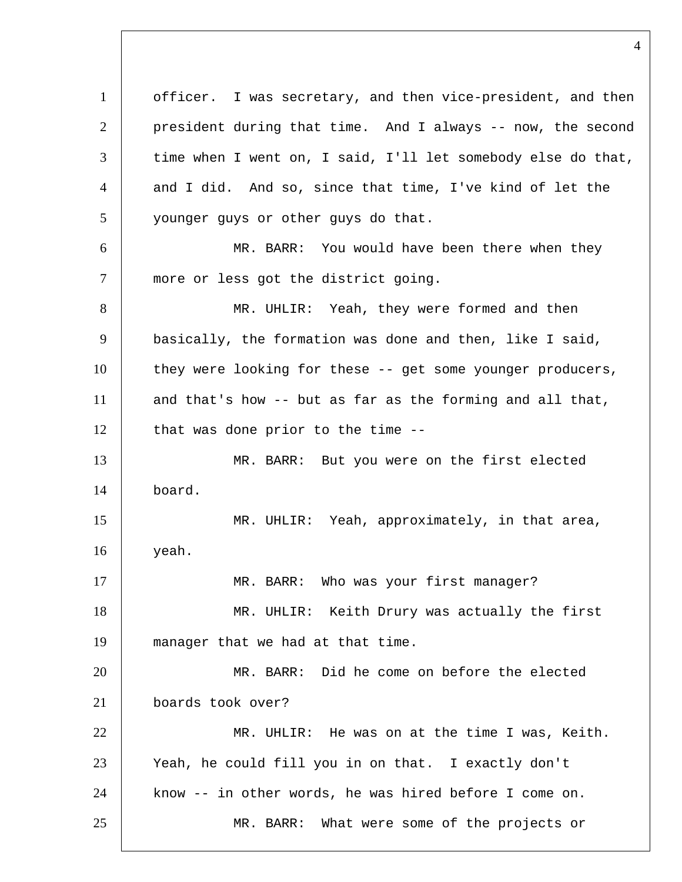officer. I was secretary, and then vice-president, and then president during that time. And I always -- now, the second time when I went on, I said, I'll let somebody else do that, and I did. And so, since that time, I've kind of let the younger guys or other guys do that.

MR. BARR: You would have been there when they more or less got the district going.

MR. UHLIR: Yeah, they were formed and then basically, the formation was done and then, like I said, they were looking for these -- get some younger producers, and that's how -- but as far as the forming and all that, that was done prior to the time --

MR. BARR: But you were on the first elected board.

MR. UHLIR: Yeah, approximately, in that area, yeah.

MR. BARR: Who was your first manager?

MR. UHLIR: Keith Drury was actually the first manager that we had at that time.

MR. BARR: Did he come on before the elected boards took over?

MR. UHLIR: He was on at the time I was, Keith. Yeah, he could fill you in on that. I exactly don't know -- in other words, he was hired before I come on.

MR. BARR: What were some of the projects or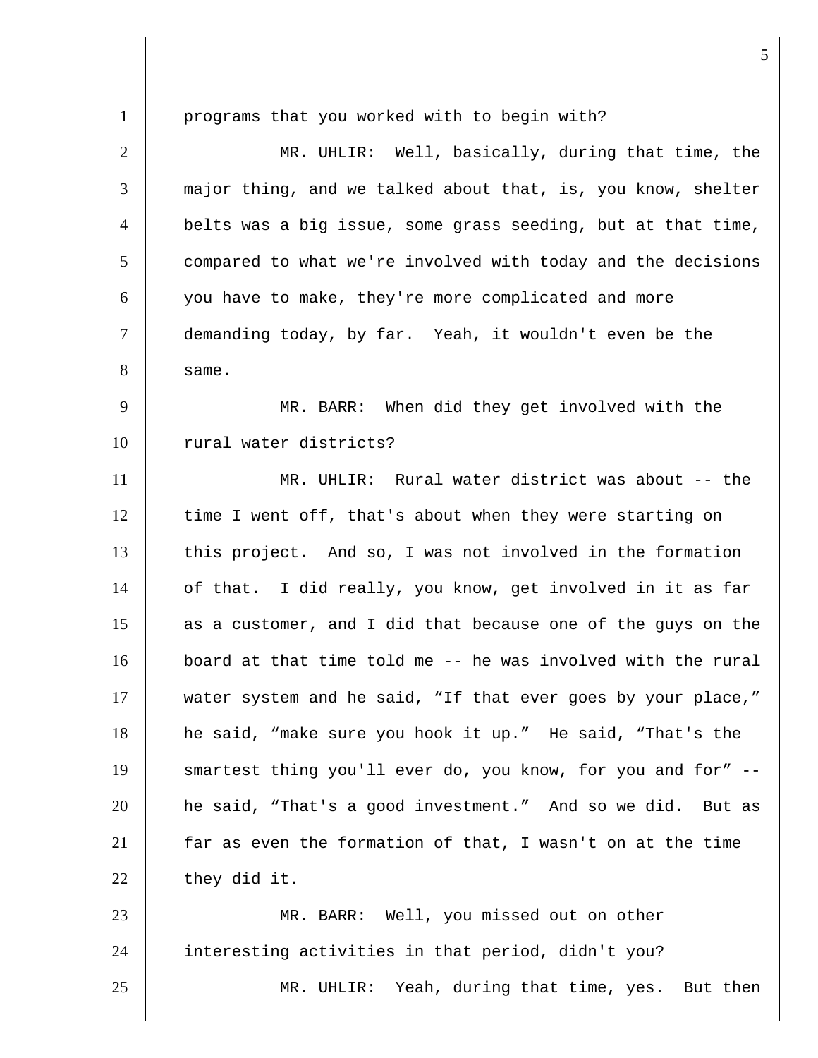programs that you worked with to begin with?

MR. UHLIR: Well, basically, during that time, the major thing, and we talked about that, is, you know, shelter belts was a big issue, some grass seeding, but at that time, compared to what we're involved with today and the decisions you have to make, they're more complicated and more demanding today, by far. Yeah, it wouldn't even be the same.

MR. BARR: When did they get involved with the rural water districts?

MR. UHLIR: Rural water district was about -- the time I went off, that's about when they were starting on this project. And so, I was not involved in the formation of that. I did really, you know, get involved in it as far as a customer, and I did that because one of the guys on the board at that time told me -- he was involved with the rural water system and he said, “If that ever goes by your place,” he said, “make sure you hook it up.” He said, “That's the smartest thing you'll ever do, you know, for you and for” -- he said, “That's a good investment.” And so we did. But as far as even the formation of that, I wasn't on at the time they did it.

MR. BARR: Well, you missed out on other interesting activities in that period, didn't you?

MR. UHLIR: Yeah, during that time, yes. But then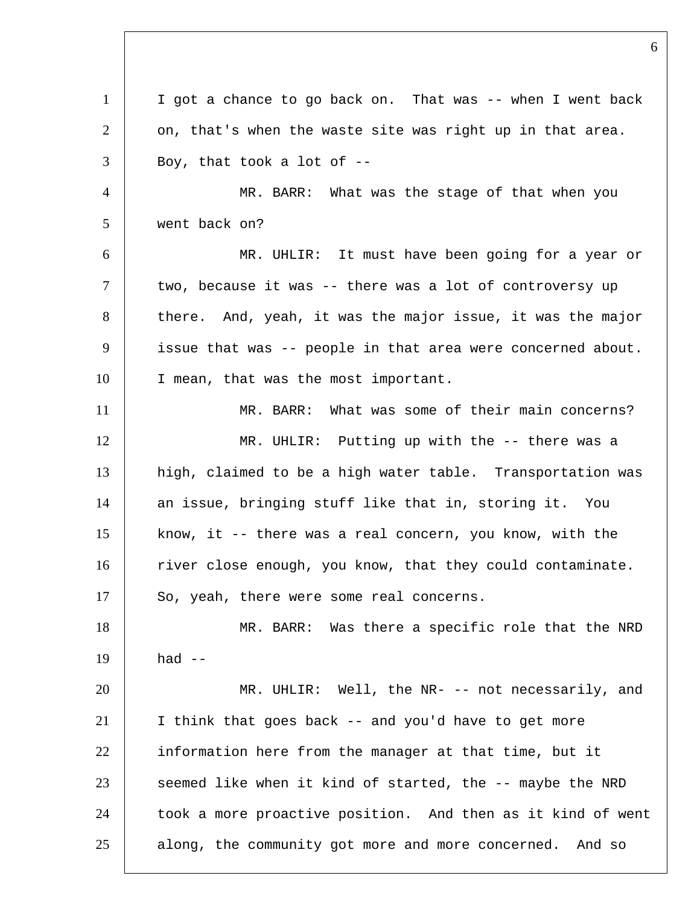I got a chance to go back on. That was -- when I went back on, that's when the waste site was right up in that area. Boy, that took a lot of --

MR. BARR: What was the stage of that when you went back on?

MR. UHLIR: It must have been going for a year or two, because it was -- there was a lot of controversy up there. And, yeah, it was the major issue, it was the major issue that was -- people in that area were concerned about. I mean, that was the most important.

MR. BARR: What was some of their main concerns?

MR. UHLIR: Putting up with the -- there was a high, claimed to be a high water table. Transportation was an issue, bringing stuff like that in, storing it. You know, it -- there was a real concern, you know, with the river close enough, you know, that they could contaminate. So, yeah, there were some real concerns.

MR. BARR: Was there a specific role that the NRD had --

MR. UHLIR: Well, the NR- -- not necessarily, and I think that goes back -- and you'd have to get more information here from the manager at that time, but it seemed like when it kind of started, the -- maybe the NRD took a more proactive position. And then as it kind of went along, the community got more and more concerned. And so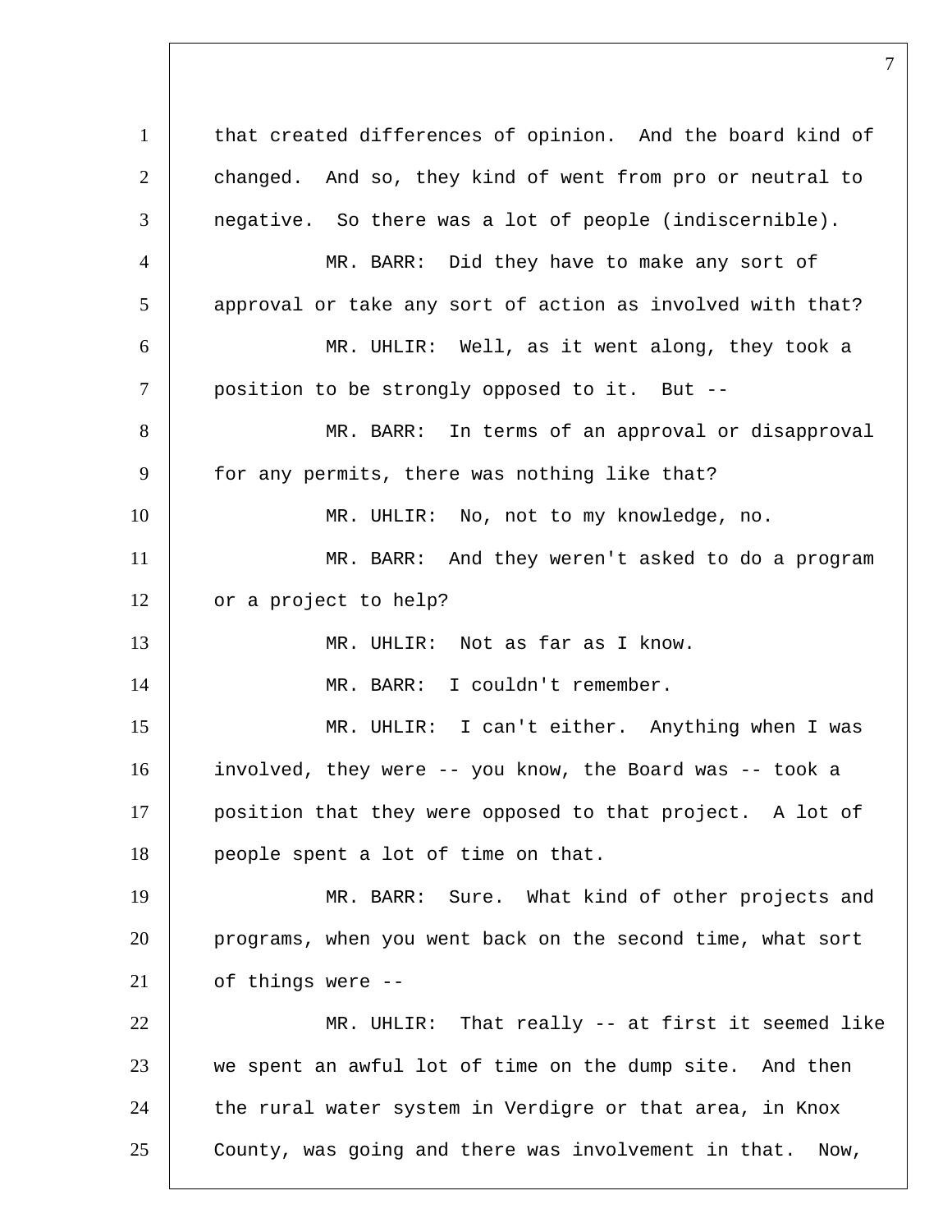that created differences of opinion. And the board kind of changed. And so, they kind of went from pro or neutral to negative. So there was a lot of people (indiscernible).

MR. BARR: Did they have to make any sort of approval or take any sort of action as involved with that?

MR. UHLIR: Well, as it went along, they took a position to be strongly opposed to it. But --

MR. BARR: In terms of an approval or disapproval for any permits, there was nothing like that?

MR. UHLIR: No, not to my knowledge, no.

MR. BARR: And they weren't asked to do a program or a project to help?

MR. UHLIR: Not as far as I know.

MR. BARR: I couldn't remember.

MR. UHLIR: I can't either. Anything when I was involved, they were -- you know, the Board was -- took a position that they were opposed to that project. A lot of people spent a lot of time on that.

MR. BARR: Sure. What kind of other projects and programs, when you went back on the second time, what sort of things were --

MR. UHLIR: That really -- at first it seemed like we spent an awful lot of time on the dump site. And then the rural water system in Verdigre or that area, in Knox County, was going and there was involvement in that. Now,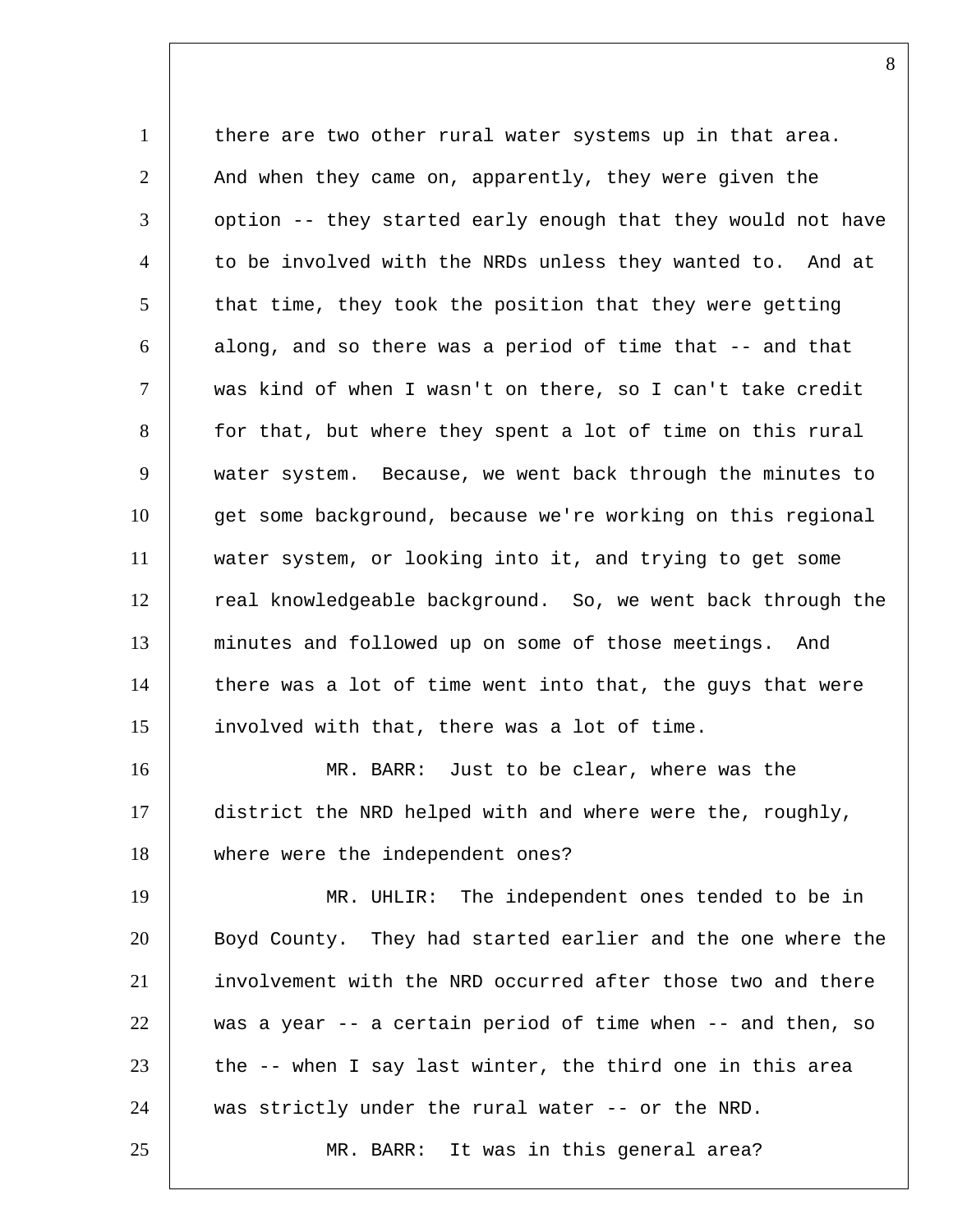there are two other rural water systems up in that area. And when they came on, apparently, they were given the option -- they started early enough that they would not have to be involved with the NRDs unless they wanted to. And at that time, they took the position that they were getting along, and so there was a period of time that -- and that was kind of when I wasn't on there, so I can't take credit for that, but where they spent a lot of time on this rural water system. Because, we went back through the minutes to get some background, because we're working on this regional water system, or looking into it, and trying to get some real knowledgeable background. So, we went back through the minutes and followed up on some of those meetings. And there was a lot of time went into that, the guys that were involved with that, there was a lot of time.

MR. BARR: Just to be clear, where was the district the NRD helped with and where were the, roughly, where were the independent ones?

MR. UHLIR: The independent ones tended to be in Boyd County. They had started earlier and the one where the involvement with the NRD occurred after those two and there was a year -- a certain period of time when -- and then, so the -- when I say last winter, the third one in this area was strictly under the rural water -- or the NRD.

MR. BARR: It was in this general area?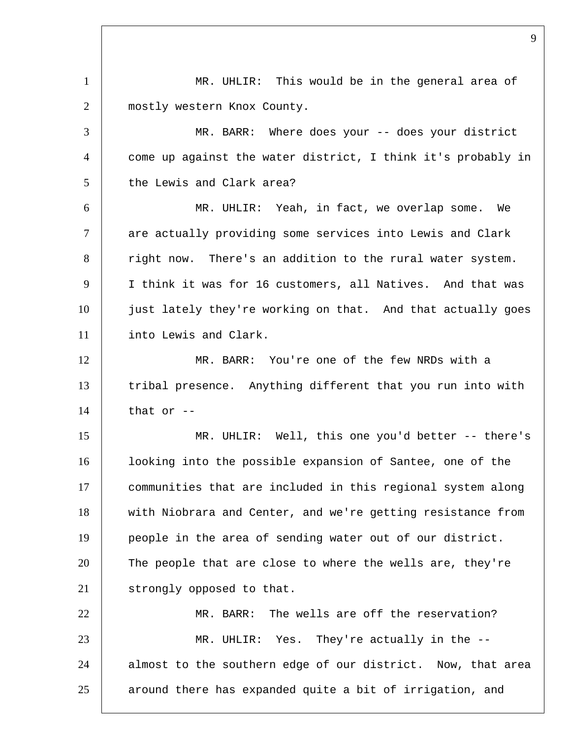MR. UHLIR: This would be in the general area of mostly western Knox County.

MR. BARR: Where does your -- does your district come up against the water district, I think it's probably in the Lewis and Clark area?

MR. UHLIR: Yeah, in fact, we overlap some. We are actually providing some services into Lewis and Clark right now. There's an addition to the rural water system. I think it was for 16 customers, all Natives. And that was just lately they're working on that. And that actually goes into Lewis and Clark.

MR. BARR: You're one of the few NRDs with a tribal presence. Anything different that you run into with that or --

MR. UHLIR: Well, this one you'd better -- there's looking into the possible expansion of Santee, one of the communities that are included in this regional system along with Niobrara and Center, and we're getting resistance from people in the area of sending water out of our district. The people that are close to where the wells are, they're strongly opposed to that.

MR. BARR: The wells are off the reservation?

MR. UHLIR: Yes. They're actually in the -- almost to the southern edge of our district. Now, that area around there has expanded quite a bit of irrigation, and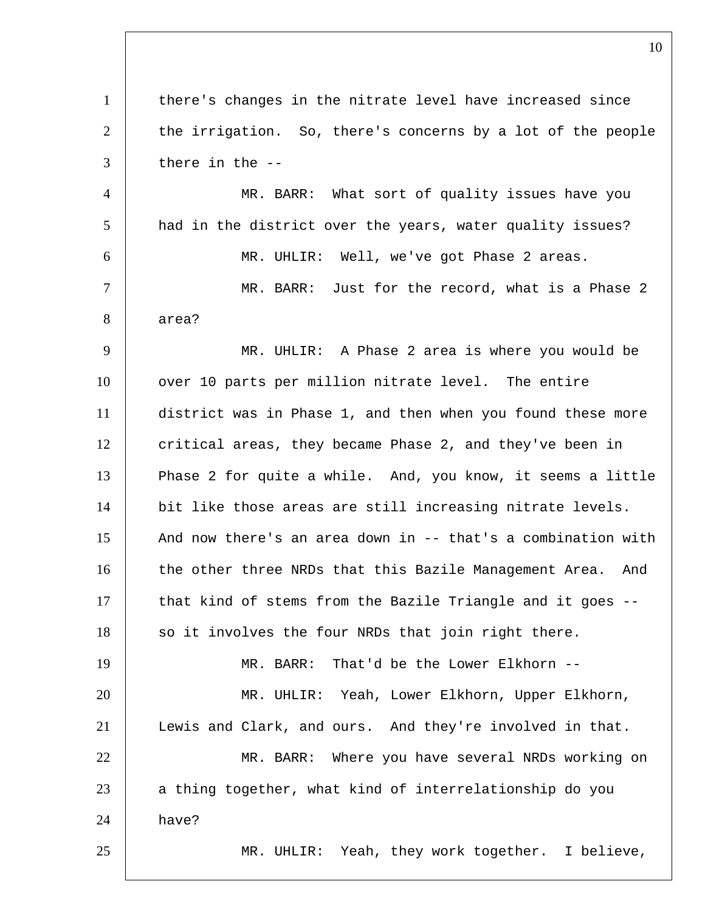there's changes in the nitrate level have increased since the irrigation. So, there's concerns by a lot of the people there in the --

MR. BARR: What sort of quality issues have you had in the district over the years, water quality issues?

MR. UHLIR: Well, we've got Phase 2 areas.

MR. BARR: Just for the record, what is a Phase 2 area?

MR. UHLIR: A Phase 2 area is where you would be over 10 parts per million nitrate level. The entire district was in Phase 1, and then when you found these more critical areas, they became Phase 2, and they've been in Phase 2 for quite a while. And, you know, it seems a little bit like those areas are still increasing nitrate levels. And now there's an area down in -- that's a combination with the other three NRDs that this Bazile Management Area. And that kind of stems from the Bazile Triangle and it goes -- so it involves the four NRDs that join right there.

MR. BARR: That'd be the Lower Elkhorn --

MR. UHLIR: Yeah, Lower Elkhorn, Upper Elkhorn, Lewis and Clark, and ours. And they're involved in that.

MR. BARR: Where you have several NRDs working on a thing together, what kind of interrelationship do you have?

MR. UHLIR: Yeah, they work together. I believe,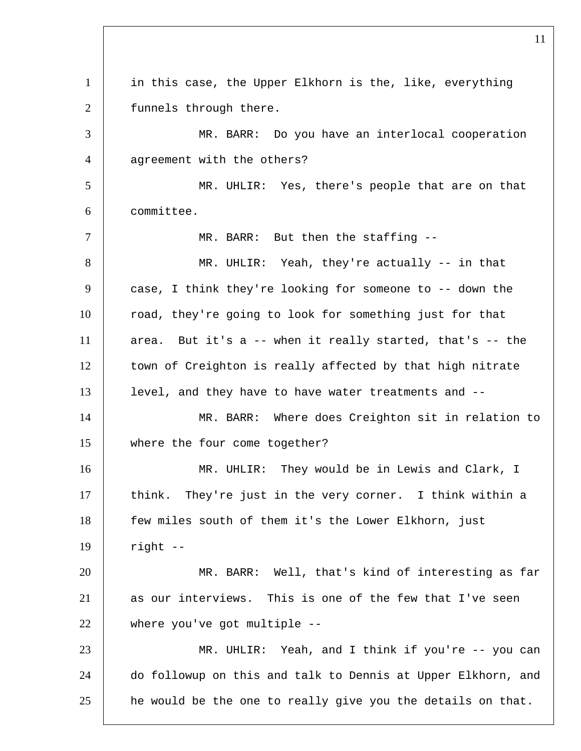in this case, the Upper Elkhorn is the, like, everything funnels through there.

MR. BARR: Do you have an interlocal cooperation agreement with the others?

MR. UHLIR: Yes, there's people that are on that committee.

MR. BARR: But then the staffing --

MR. UHLIR: Yeah, they're actually -- in that case, I think they're looking for someone to -- down the road, they're going to look for something just for that area. But it's a -- when it really started, that's -- the town of Creighton is really affected by that high nitrate level, and they have to have water treatments and --

MR. BARR: Where does Creighton sit in relation to where the four come together?

MR. UHLIR: They would be in Lewis and Clark, I think. They're just in the very corner. I think within a few miles south of them it's the Lower Elkhorn, just right --

MR. BARR: Well, that's kind of interesting as far as our interviews. This is one of the few that I've seen where you've got multiple --

MR. UHLIR: Yeah, and I think if you're -- you can do followup on this and talk to Dennis at Upper Elkhorn, and he would be the one to really give you the details on that.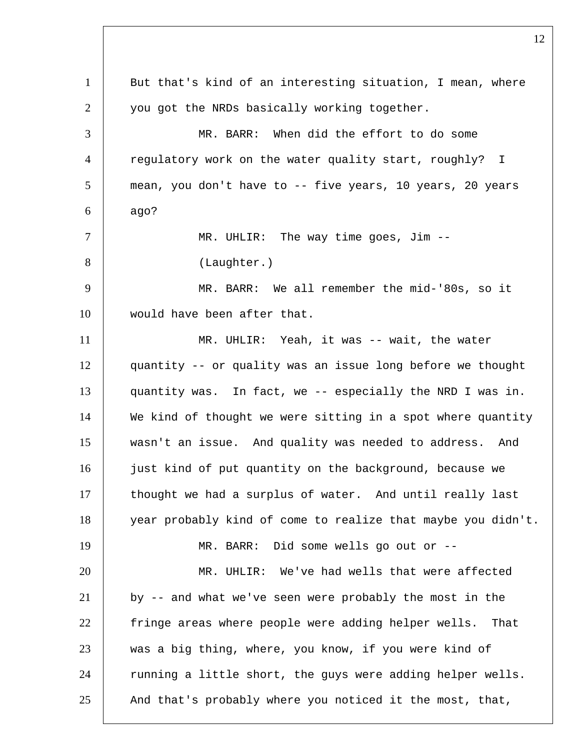But that's kind of an interesting situation, I mean, where you got the NRDs basically working together.

MR. BARR: When did the effort to do some regulatory work on the water quality start, roughly? I mean, you don't have to -- five years, 10 years, 20 years ago?

MR. UHLIR: The way time goes, Jim --

(Laughter.)

MR. BARR: We all remember the mid-'80s, so it would have been after that.

MR. UHLIR: Yeah, it was -- wait, the water quantity -- or quality was an issue long before we thought quantity was. In fact, we -- especially the NRD I was in. We kind of thought we were sitting in a spot where quantity wasn't an issue. And quality was needed to address. And just kind of put quantity on the background, because we thought we had a surplus of water. And until really last year probably kind of come to realize that maybe you didn't.

MR. BARR: Did some wells go out or --

MR. UHLIR: We've had wells that were affected by -- and what we've seen were probably the most in the fringe areas where people were adding helper wells. That was a big thing, where, you know, if you were kind of running a little short, the guys were adding helper wells. And that's probably where you noticed it the most, that,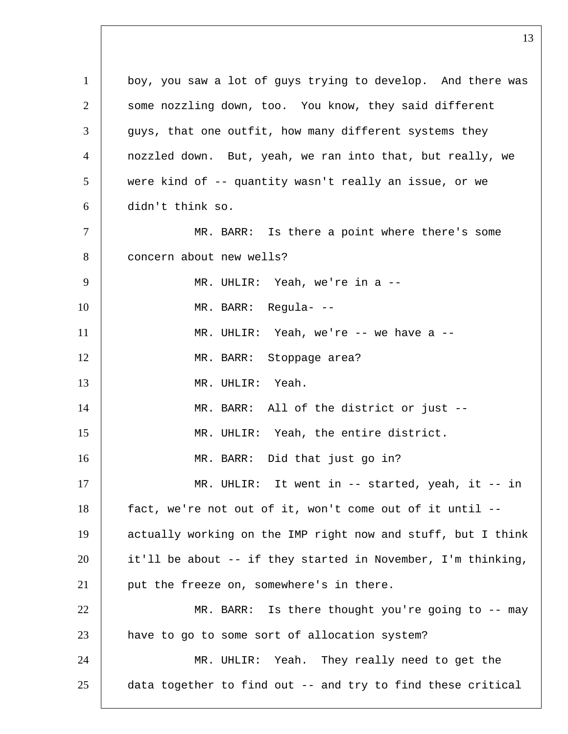boy, you saw a lot of guys trying to develop. And there was some nozzling down, too. You know, they said different guys, that one outfit, how many different systems they nozzled down. But, yeah, we ran into that, but really, we were kind of -- quantity wasn't really an issue, or we didn't think so.

MR. BARR: Is there a point where there's some concern about new wells?

MR. UHLIR: Yeah, we're in a --

MR. BARR: Regula- --

MR. UHLIR: Yeah, we're -- we have a --

MR. BARR: Stoppage area?

MR. UHLIR: Yeah.

MR. BARR: All of the district or just --

MR. UHLIR: Yeah, the entire district.

MR. BARR: Did that just go in?

MR. UHLIR: It went in -- started, yeah, it -- in fact, we're not out of it, won't come out of it until -- actually working on the IMP right now and stuff, but I think it'll be about -- if they started in November, I'm thinking, put the freeze on, somewhere's in there.

MR. BARR: Is there thought you're going to -- may have to go to some sort of allocation system?

MR. UHLIR: Yeah. They really need to get the data together to find out -- and try to find these critical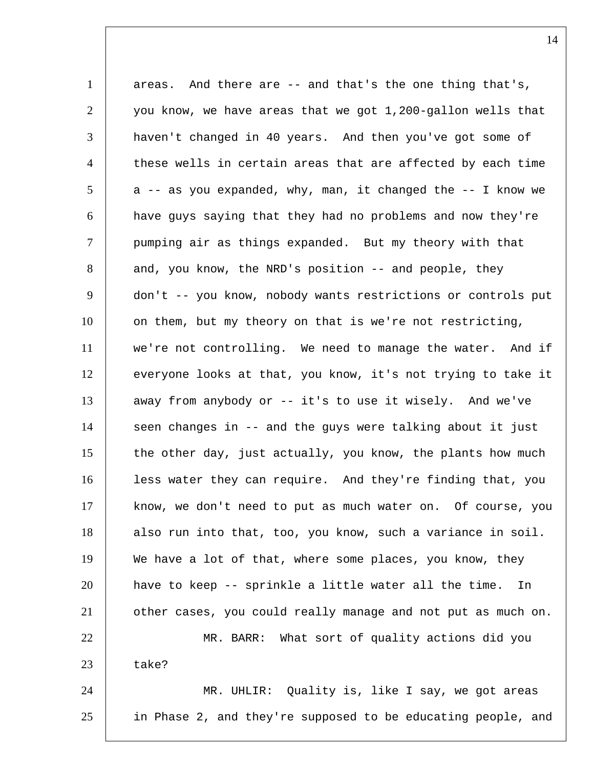areas. And there are -- and that's the one thing that's, you know, we have areas that we got 1,200-gallon wells that haven't changed in 40 years. And then you've got some of these wells in certain areas that are affected by each time a -- as you expanded, why, man, it changed the -- I know we have guys saying that they had no problems and now they're pumping air as things expanded. But my theory with that and, you know, the NRD's position -- and people, they don't -- you know, nobody wants restrictions or controls put on them, but my theory on that is we're not restricting, we're not controlling. We need to manage the water. And if everyone looks at that, you know, it's not trying to take it away from anybody or -- it's to use it wisely. And we've seen changes in -- and the guys were talking about it just the other day, just actually, you know, the plants how much less water they can require. And they're finding that, you know, we don't need to put as much water on. Of course, you also run into that, too, you know, such a variance in soil. We have a lot of that, where some places, you know, they have to keep -- sprinkle a little water all the time. In other cases, you could really manage and not put as much on.

MR. BARR: What sort of quality actions did you take?

MR. UHLIR: Quality is, like I say, we got areas in Phase 2, and they're supposed to be educating people, and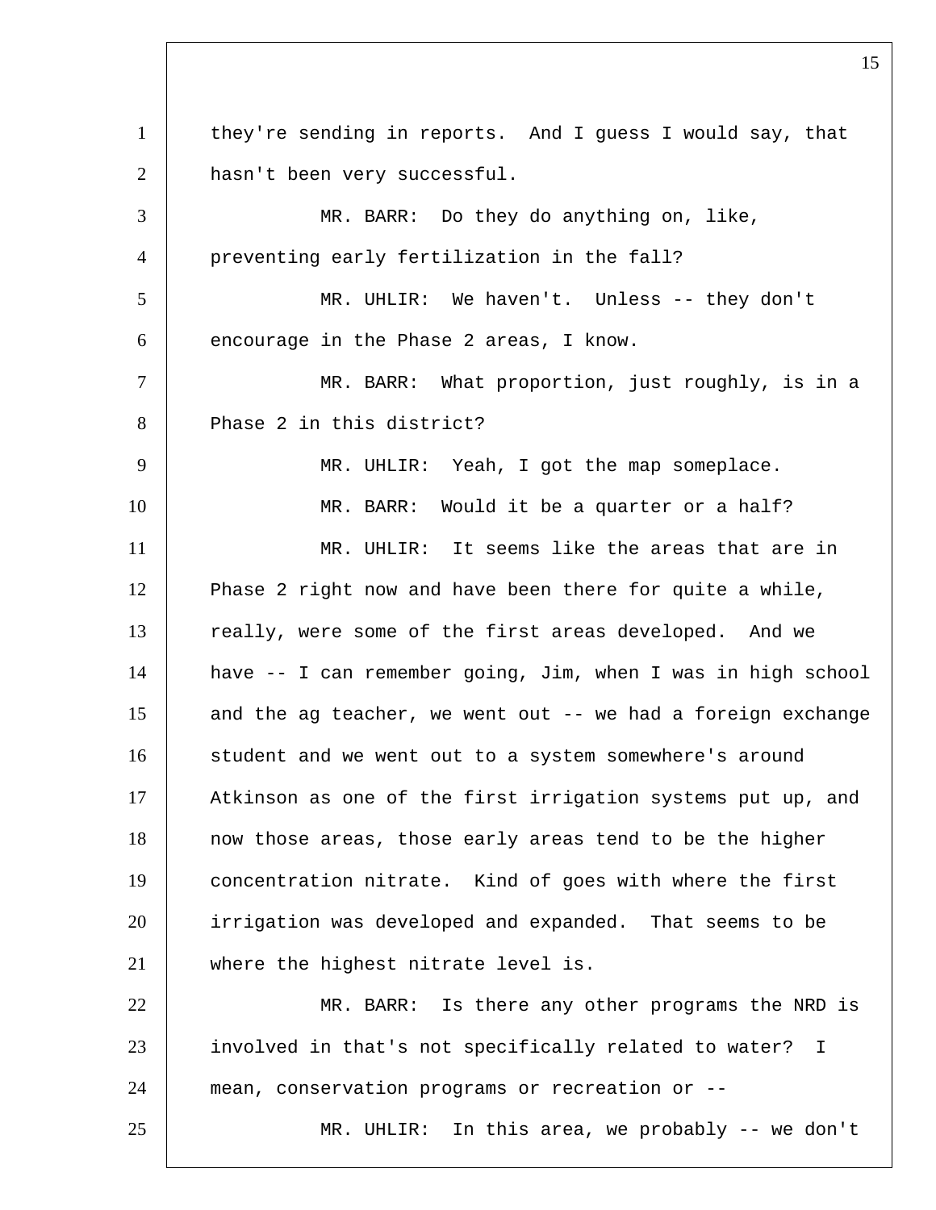they're sending in reports. And I guess I would say, that hasn't been very successful.

MR. BARR: Do they do anything on, like, preventing early fertilization in the fall?

MR. UHLIR: We haven't. Unless -- they don't encourage in the Phase 2 areas, I know.

MR. BARR: What proportion, just roughly, is in a Phase 2 in this district?

MR. UHLIR: Yeah, I got the map someplace.

MR. BARR: Would it be a quarter or a half?

MR. UHLIR: It seems like the areas that are in Phase 2 right now and have been there for quite a while, really, were some of the first areas developed. And we have -- I can remember going, Jim, when I was in high school and the ag teacher, we went out -- we had a foreign exchange student and we went out to a system somewhere's around Atkinson as one of the first irrigation systems put up, and now those areas, those early areas tend to be the higher concentration nitrate. Kind of goes with where the first irrigation was developed and expanded. That seems to be where the highest nitrate level is.

MR. BARR: Is there any other programs the NRD is involved in that's not specifically related to water? I mean, conservation programs or recreation or --

MR. UHLIR: In this area, we probably -- we don't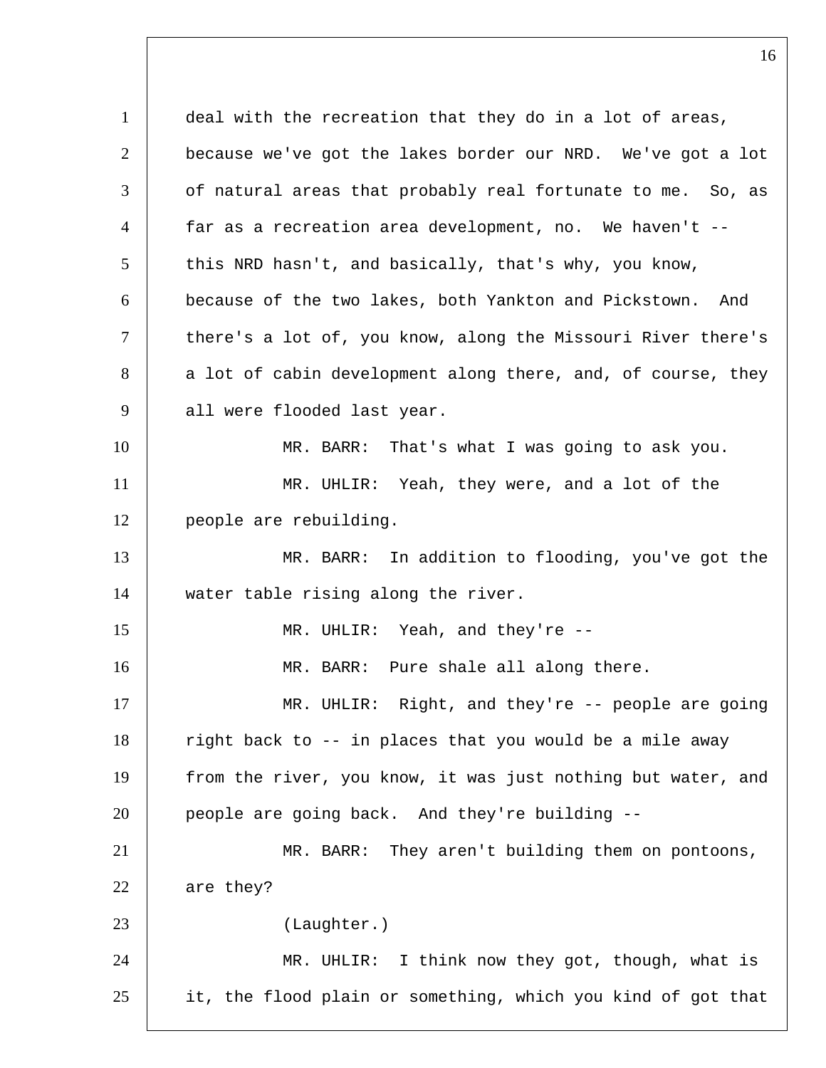deal with the recreation that they do in a lot of areas, because we've got the lakes border our NRD. We've got a lot of natural areas that probably real fortunate to me. So, as far as a recreation area development, no. We haven't -- this NRD hasn't, and basically, that's why, you know, because of the two lakes, both Yankton and Pickstown. And there's a lot of, you know, along the Missouri River there's a lot of cabin development along there, and, of course, they all were flooded last year.

MR. BARR: That's what I was going to ask you.

MR. UHLIR: Yeah, they were, and a lot of the people are rebuilding.

MR. BARR: In addition to flooding, you've got the water table rising along the river.

MR. UHLIR: Yeah, and they're --

MR. BARR: Pure shale all along there.

MR. UHLIR: Right, and they're -- people are going right back to -- in places that you would be a mile away from the river, you know, it was just nothing but water, and people are going back. And they're building --

MR. BARR: They aren't building them on pontoons, are they?

(Laughter.)

MR. UHLIR: I think now they got, though, what is it, the flood plain or something, which you kind of got that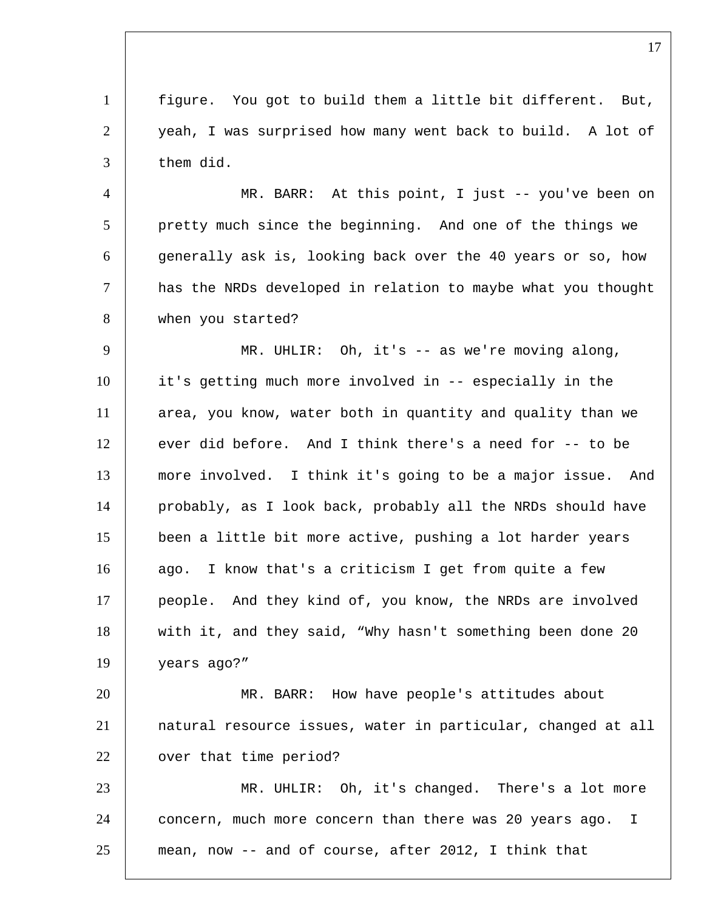figure. You got to build them a little bit different. But, yeah, I was surprised how many went back to build. A lot of them did.

MR. BARR: At this point, I just -- you've been on pretty much since the beginning. And one of the things we generally ask is, looking back over the 40 years or so, how has the NRDs developed in relation to maybe what you thought when you started?

MR. UHLIR: Oh, it's -- as we're moving along, it's getting much more involved in -- especially in the area, you know, water both in quantity and quality than we ever did before. And I think there's a need for -- to be more involved. I think it's going to be a major issue. And probably, as I look back, probably all the NRDs should have been a little bit more active, pushing a lot harder years ago. I know that's a criticism I get from quite a few people. And they kind of, you know, the NRDs are involved with it, and they said, “Why hasn't something been done 20 years ago?”

MR. BARR: How have people's attitudes about natural resource issues, water in particular, changed at all over that time period?

MR. UHLIR: Oh, it's changed. There's a lot more concern, much more concern than there was 20 years ago. I mean, now -- and of course, after 2012, I think that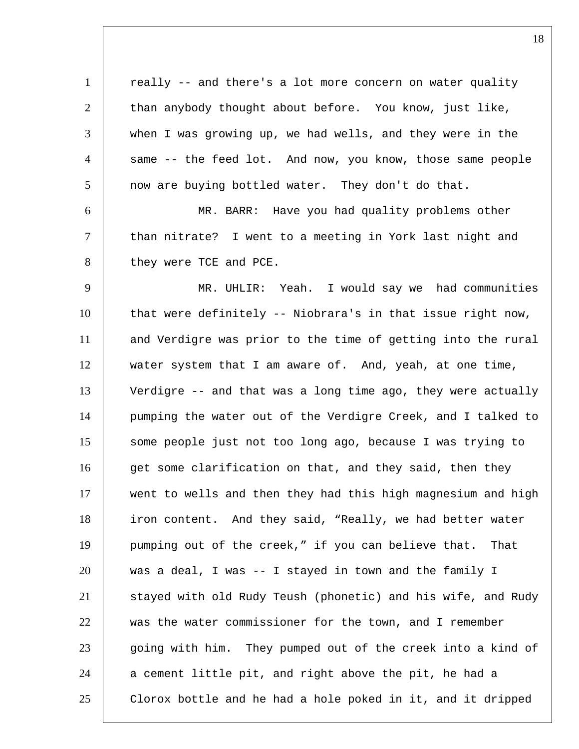really -- and there's a lot more concern on water quality than anybody thought about before. You know, just like, when I was growing up, we had wells, and they were in the same -- the feed lot. And now, you know, those same people now are buying bottled water. They don't do that.

MR. BARR: Have you had quality problems other than nitrate? I went to a meeting in York last night and they were TCE and PCE.

MR. UHLIR: Yeah. I would say we had communities that were definitely -- Niobrara's in that issue right now, and Verdigre was prior to the time of getting into the rural water system that I am aware of. And, yeah, at one time, Verdigre -- and that was a long time ago, they were actually pumping the water out of the Verdigre Creek, and I talked to some people just not too long ago, because I was trying to get some clarification on that, and they said, then they went to wells and then they had this high magnesium and high iron content. And they said, "Really, we had better water pumping out of the creek," if you can believe that. That was a deal, I was -- I stayed in town and the family I stayed with old Rudy Teush (phonetic) and his wife, and Rudy was the water commissioner for the town, and I remember going with him. They pumped out of the creek into a kind of a cement little pit, and right above the pit, he had a Clorox bottle and he had a hole poked in it, and it dripped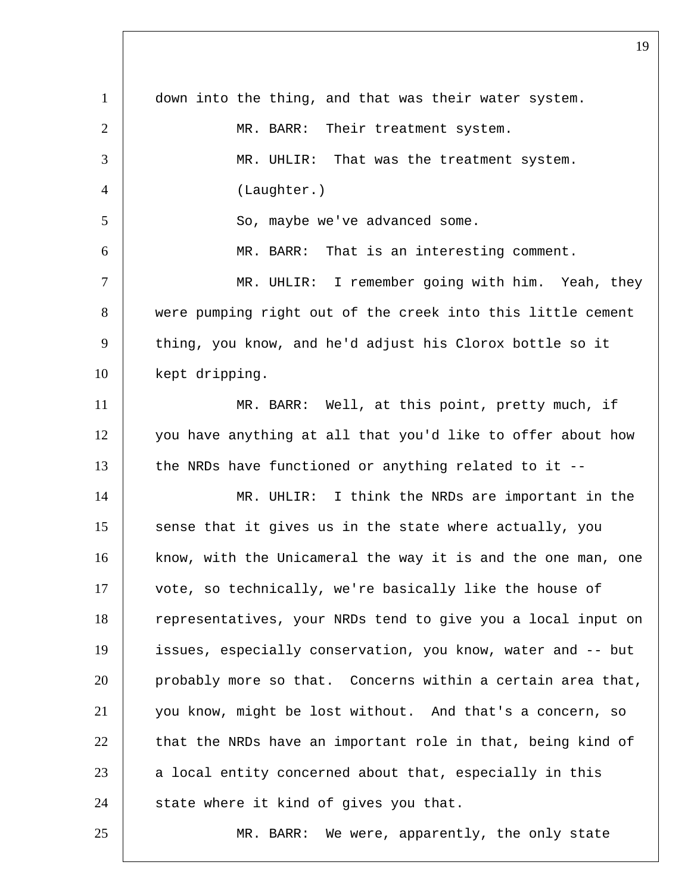down into the thing, and that was their water system.

MR. BARR: Their treatment system.

MR. UHLIR: That was the treatment system.

(Laughter.)

So, maybe we've advanced some.

MR. BARR: That is an interesting comment.

MR. UHLIR: I remember going with him. Yeah, they were pumping right out of the creek into this little cement thing, you know, and he'd adjust his Clorox bottle so it kept dripping.

MR. BARR: Well, at this point, pretty much, if you have anything at all that you'd like to offer about how the NRDs have functioned or anything related to it --

MR. UHLIR: I think the NRDs are important in the sense that it gives us in the state where actually, you know, with the Unicameral the way it is and the one man, one vote, so technically, we're basically like the house of representatives, your NRDs tend to give you a local input on issues, especially conservation, you know, water and -- but probably more so that. Concerns within a certain area that, you know, might be lost without. And that's a concern, so that the NRDs have an important role in that, being kind of a local entity concerned about that, especially in this state where it kind of gives you that.

MR. BARR: We were, apparently, the only state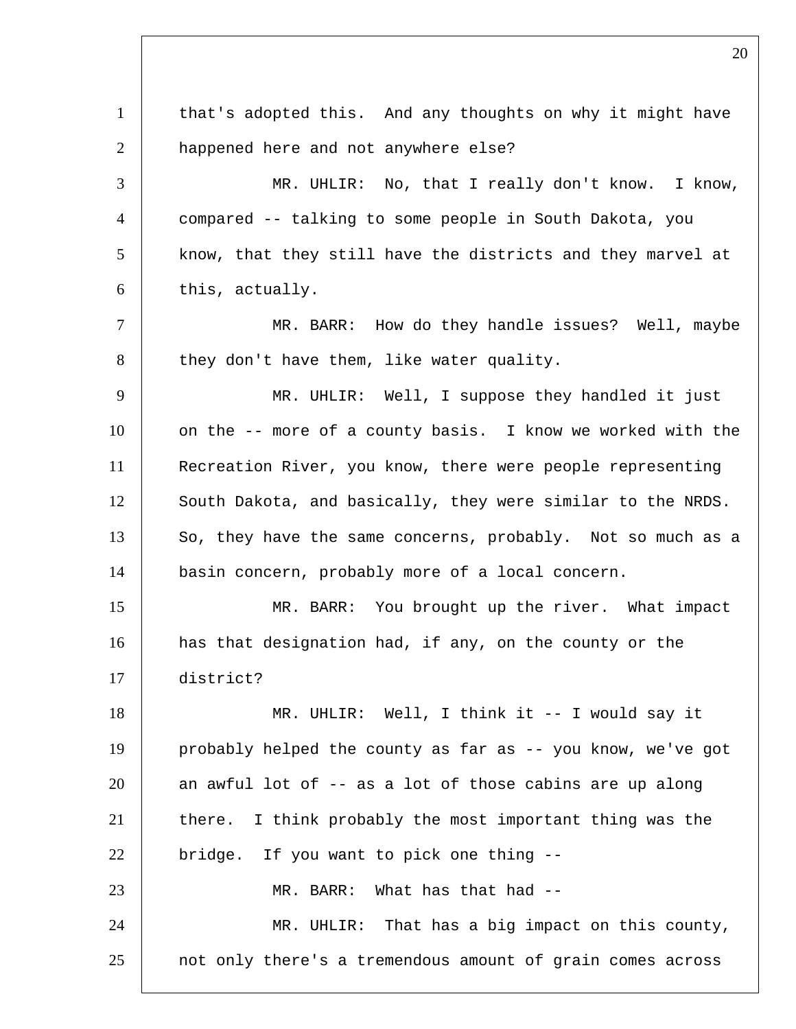that's adopted this. And any thoughts on why it might have happened here and not anywhere else?

MR. UHLIR: No, that I really don't know. I know, compared -- talking to some people in South Dakota, you know, that they still have the districts and they marvel at this, actually.

MR. BARR: How do they handle issues? Well, maybe they don't have them, like water quality.

MR. UHLIR: Well, I suppose they handled it just on the -- more of a county basis. I know we worked with the Recreation River, you know, there were people representing South Dakota, and basically, they were similar to the NRDS. So, they have the same concerns, probably. Not so much as a basin concern, probably more of a local concern.

MR. BARR: You brought up the river. What impact has that designation had, if any, on the county or the district?

MR. UHLIR: Well, I think it -- I would say it probably helped the county as far as -- you know, we've got an awful lot of -- as a lot of those cabins are up along there. I think probably the most important thing was the bridge. If you want to pick one thing --

MR. BARR: What has that had --

MR. UHLIR: That has a big impact on this county, not only there's a tremendous amount of grain comes across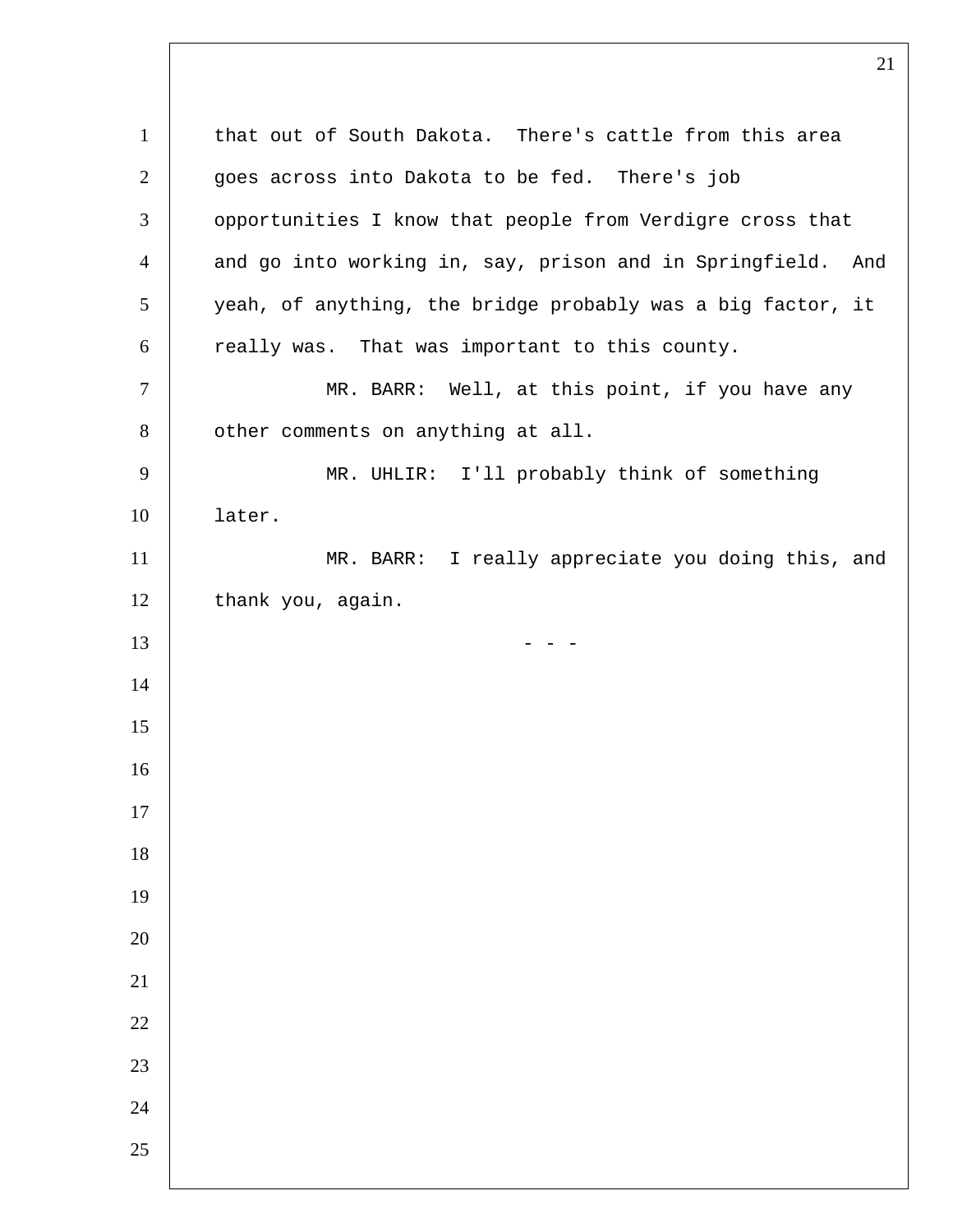that out of South Dakota. There's cattle from this area goes across into Dakota to be fed. There's job opportunities I know that people from Verdigre cross that and go into working in, say, prison and in Springfield. And yeah, of anything, the bridge probably was a big factor, it really was. That was important to this county.

MR. BARR: Well, at this point, if you have any other comments on anything at all.

MR. UHLIR: I'll probably think of something later.

MR. BARR: I really appreciate you doing this, and thank you, again.

\- - -